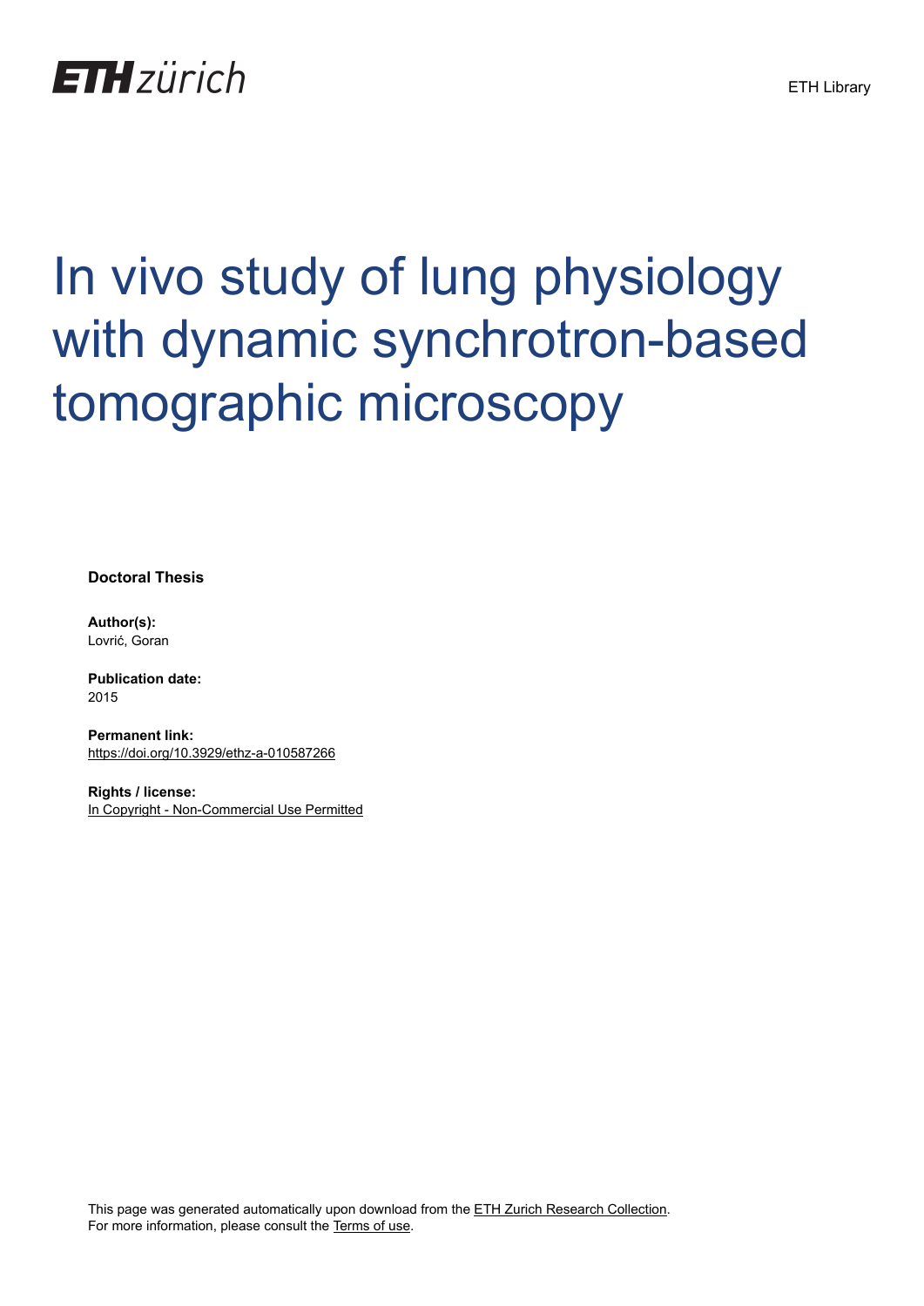ETH zürich

ETH Library

# In vivo study of lung physiology with dynamic synchrotron-based tomographic microscopy

**Doctoral Thesis**

**Author(s):**
Lovrić, Goran

**Publication date:**
2015

**Permanent link:**
https://doi.org/10.3929/ethz-a-010587266

**Rights / license:**
In Copyright - Non-Commercial Use Permitted

This page was generated automatically upon download from the ETH Zurich Research Collection.
For more information, please consult the Terms of use.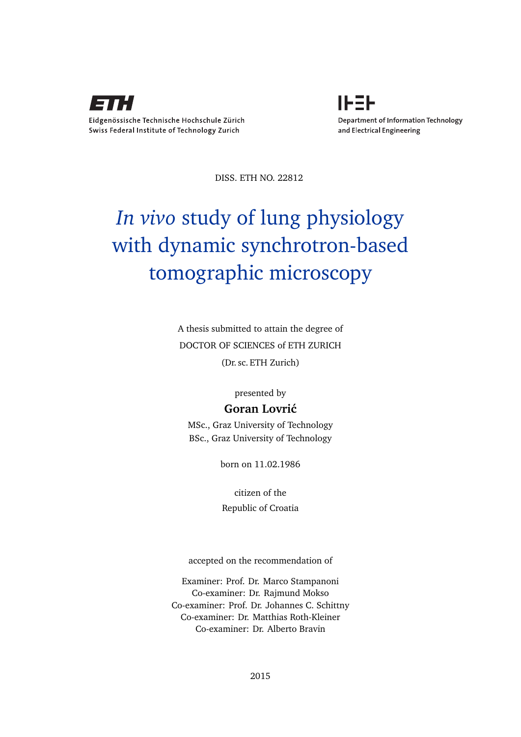Eidgenössische Technische Hochschule Zürich
Swiss Federal Institute of Technology Zurich

Department of Information Technology
and Electrical Engineering

DISS. ETH NO. 22812

# *In vivo* study of lung physiology with dynamic synchrotron-based tomographic microscopy

A thesis submitted to attain the degree of

DOCTOR OF SCIENCES of ETH ZURICH

(Dr. sc. ETH Zurich)

presented by

**Goran Lovrić**

MSc., Graz University of Technology
BSc., Graz University of Technology

born on 11.02.1986

citizen of the
Republic of Croatia

accepted on the recommendation of

Examiner: Prof. Dr. Marco Stampanoni
Co-examiner: Dr. Rajmund Mokso
Co-examiner: Prof. Dr. Johannes C. Schittny
Co-examiner: Dr. Matthias Roth-Kleiner
Co-examiner: Dr. Alberto Bravin

2015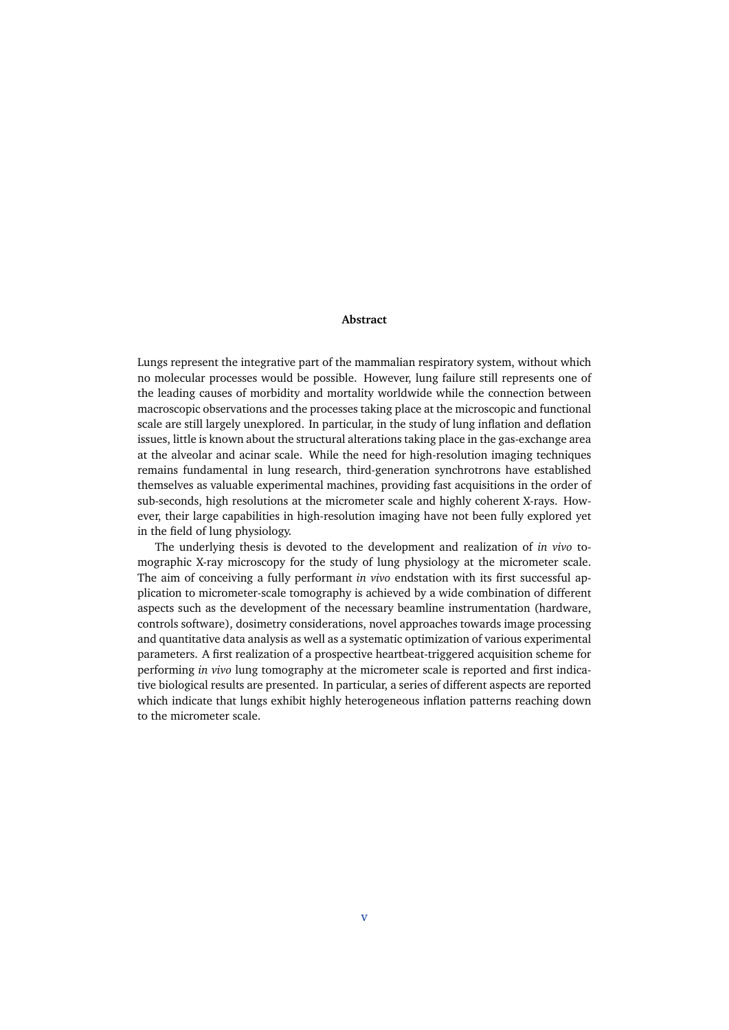# Abstract

Lungs represent the integrative part of the mammalian respiratory system, without which no molecular processes would be possible. However, lung failure still represents one of the leading causes of morbidity and mortality worldwide while the connection between macroscopic observations and the processes taking place at the microscopic and functional scale are still largely unexplored. In particular, in the study of lung inflation and deflation issues, little is known about the structural alterations taking place in the gas-exchange area at the alveolar and acinar scale. While the need for high-resolution imaging techniques remains fundamental in lung research, third-generation synchrotrons have established themselves as valuable experimental machines, providing fast acquisitions in the order of sub-seconds, high resolutions at the micrometer scale and highly coherent X-rays. However, their large capabilities in high-resolution imaging have not been fully explored yet in the field of lung physiology.

The underlying thesis is devoted to the development and realization of *in vivo* tomographic X-ray microscopy for the study of lung physiology at the micrometer scale. The aim of conceiving a fully performant *in vivo* endstation with its first successful application to micrometer-scale tomography is achieved by a wide combination of different aspects such as the development of the necessary beamline instrumentation (hardware, controls software), dosimetry considerations, novel approaches towards image processing and quantitative data analysis as well as a systematic optimization of various experimental parameters. A first realization of a prospective heartbeat-triggered acquisition scheme for performing *in vivo* lung tomography at the micrometer scale is reported and first indicative biological results are presented. In particular, a series of different aspects are reported which indicate that lungs exhibit highly heterogeneous inflation patterns reaching down to the micrometer scale.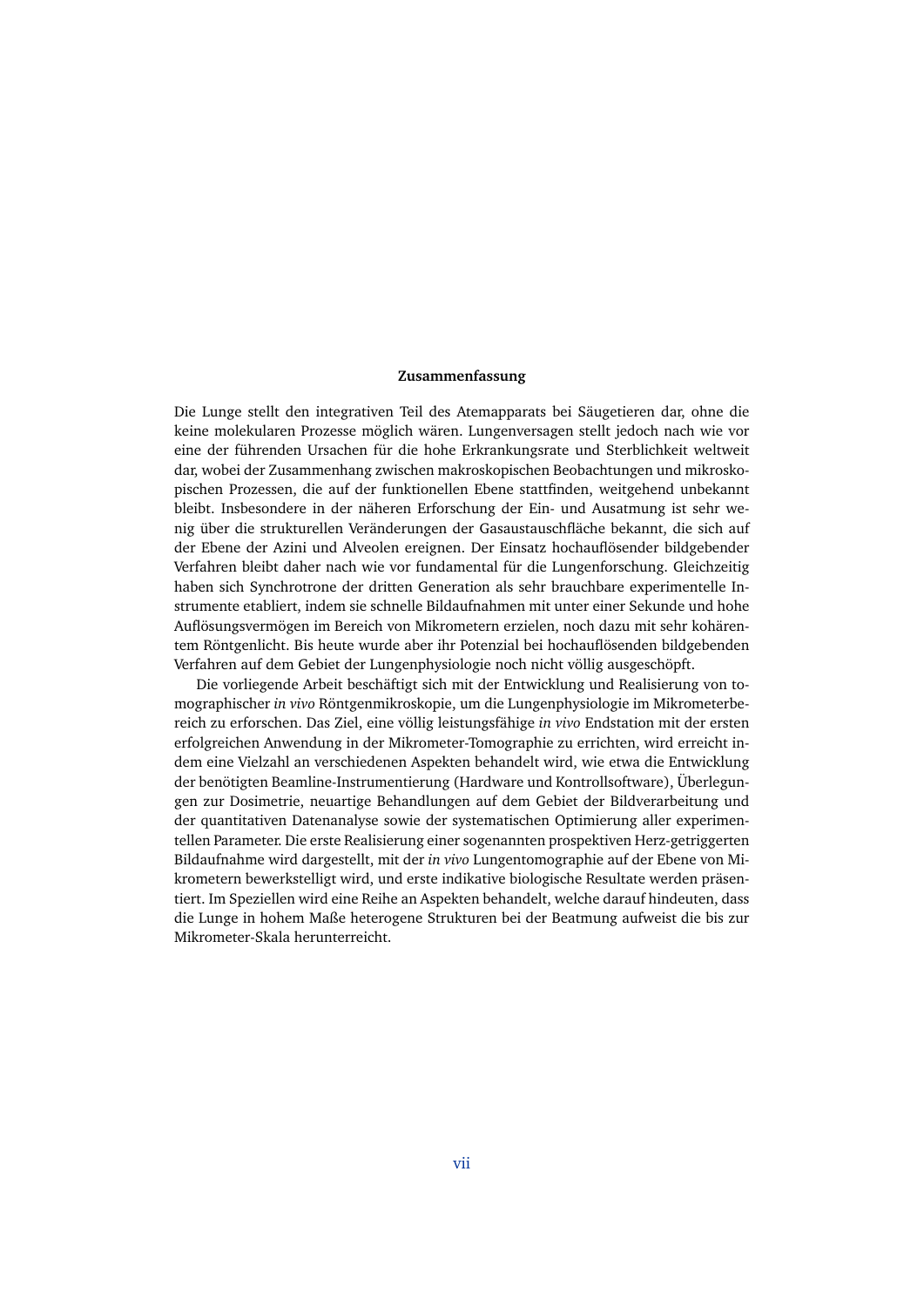## Zusammenfassung

Die Lunge stellt den integrativen Teil des Atemapparats bei Säugetieren dar, ohne die keine molekularen Prozesse möglich wären. Lungenversagen stellt jedoch nach wie vor eine der führenden Ursachen für die hohe Erkrankungsrate und Sterblichkeit weltweit dar, wobei der Zusammenhang zwischen makroskopischen Beobachtungen und mikroskopischen Prozessen, die auf der funktionellen Ebene stattfinden, weitgehend unbekannt bleibt. Insbesondere in der näheren Erforschung der Ein- und Ausatmung ist sehr wenig über die strukturellen Veränderungen der Gasaustauschfläche bekannt, die sich auf der Ebene der Azini und Alveolen ereignen. Der Einsatz hochauflösender bildgebender Verfahren bleibt daher nach wie vor fundamental für die Lungenforschung. Gleichzeitig haben sich Synchrotrone der dritten Generation als sehr brauchbare experimentelle Instrumente etabliert, indem sie schnelle Bildaufnahmen mit unter einer Sekunde und hohe Auflösungsvermögen im Bereich von Mikrometern erzielen, noch dazu mit sehr kohärentem Röntgenlicht. Bis heute wurde aber ihr Potenzial bei hochauflösenden bildgebenden Verfahren auf dem Gebiet der Lungenphysiologie noch nicht völlig ausgeschöpft.

Die vorliegende Arbeit beschäftigt sich mit der Entwicklung und Realisierung von tomographischer *in vivo* Röntgenmikroskopie, um die Lungenphysiologie im Mikrometerbereich zu erforschen. Das Ziel, eine völlig leistungsfähige *in vivo* Endstation mit der ersten erfolgreichen Anwendung in der Mikrometer-Tomographie zu errichten, wird erreicht indem eine Vielzahl an verschiedenen Aspekten behandelt wird, wie etwa die Entwicklung der benötigten Beamline-Instrumentierung (Hardware und Kontrollsoftware), Überlegungen zur Dosimetrie, neuartige Behandlungen auf dem Gebiet der Bildverarbeitung und der quantitativen Datenanalyse sowie der systematischen Optimierung aller experimentellen Parameter. Die erste Realisierung einer sogenannten prospektiven Herz-getriggerten Bildaufnahme wird dargestellt, mit der *in vivo* Lungentomographie auf der Ebene von Mikrometern bewerkstelligt wird, und erste indikative biologische Resultate werden präsentiert. Im Speziellen wird eine Reihe an Aspekten behandelt, welche darauf hindeuten, dass die Lunge in hohem Maße heterogene Strukturen bei der Beatmung aufweist die bis zur Mikrometer-Skala herunterreicht.